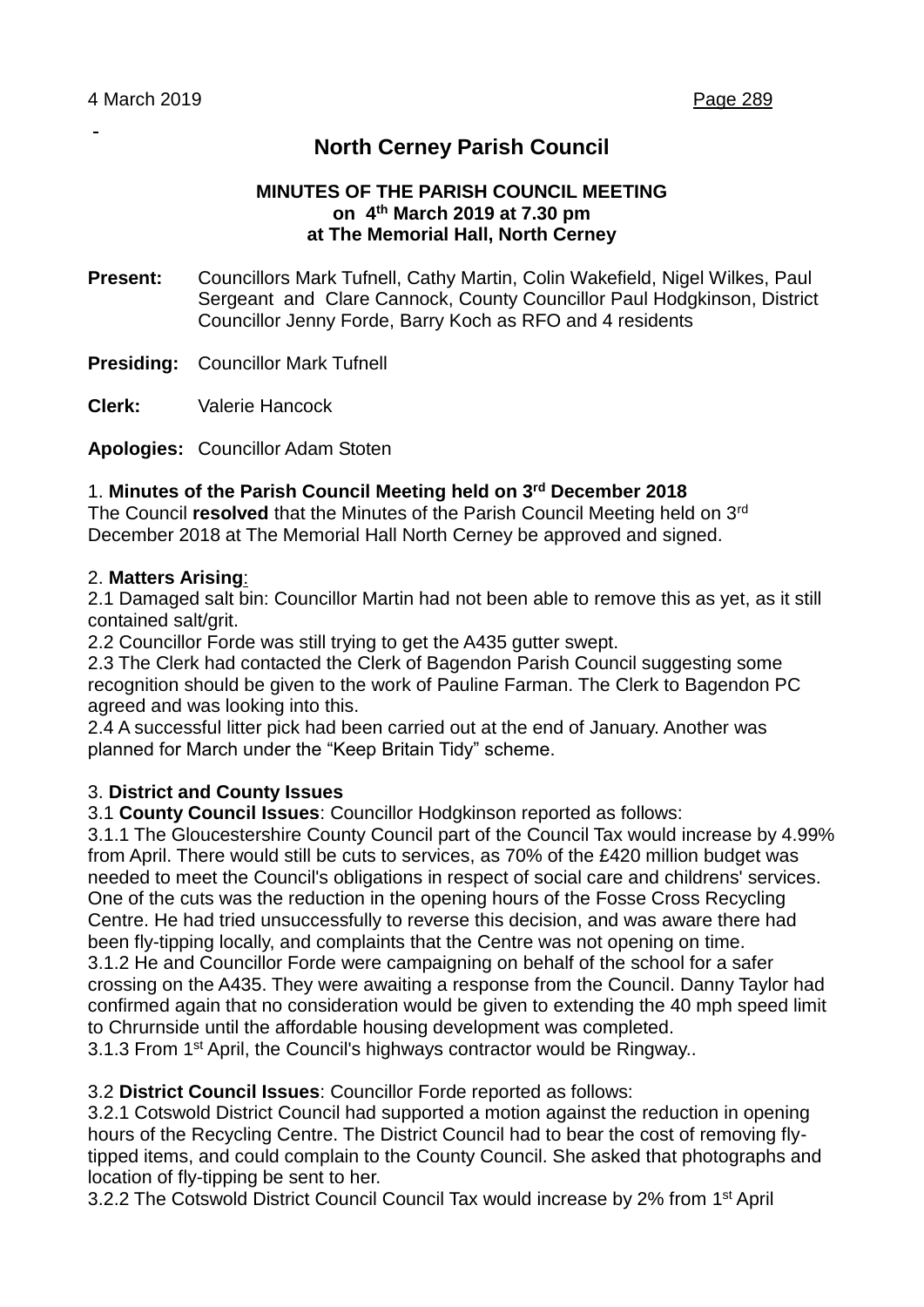# North Cerney Parish Council

**MINUTES OF THE PARISH COUNCIL MEETING**
**on 4th March 2019 at 7.30 pm**
**at The Memorial Hall, North Cerney**

**Present:** Councillors Mark Tufnell, Cathy Martin, Colin Wakefield, Nigel Wilkes, Paul Sergeant and Clare Cannock, County Councillor Paul Hodgkinson, District Councillor Jenny Forde, Barry Koch as RFO and 4 residents

**Presiding:** Councillor Mark Tufnell

**Clerk:** Valerie Hancock

**Apologies:** Councillor Adam Stoten

1. **Minutes of the Parish Council Meeting held on 3rd December 2018**
The Council **resolved** that the Minutes of the Parish Council Meeting held on 3rd December 2018 at The Memorial Hall North Cerney be approved and signed.

2. **Matters Arising**:
2.1 Damaged salt bin: Councillor Martin had not been able to remove this as yet, as it still contained salt/grit.
2.2 Councillor Forde was still trying to get the A435 gutter swept.
2.3 The Clerk had contacted the Clerk of Bagendon Parish Council suggesting some recognition should be given to the work of Pauline Farman. The Clerk to Bagendon PC agreed and was looking into this.
2.4 A successful litter pick had been carried out at the end of January. Another was planned for March under the "Keep Britain Tidy" scheme.

3. **District and County Issues**
3.1 **County Council Issues**: Councillor Hodgkinson reported as follows:
3.1.1 The Gloucestershire County Council part of the Council Tax would increase by 4.99% from April. There would still be cuts to services, as 70% of the £420 million budget was needed to meet the Council's obligations in respect of social care and childrens' services. One of the cuts was the reduction in the opening hours of the Fosse Cross Recycling Centre. He had tried unsuccessfully to reverse this decision, and was aware there had been fly-tipping locally, and complaints that the Centre was not opening on time.
3.1.2 He and Councillor Forde were campaigning on behalf of the school for a safer crossing on the A435. They were awaiting a response from the Council. Danny Taylor had confirmed again that no consideration would be given to extending the 40 mph speed limit to Chrurnside until the affordable housing development was completed.
3.1.3 From 1st April, the Council's highways contractor would be Ringway..

3.2 **District Council Issues**: Councillor Forde reported as follows:
3.2.1 Cotswold District Council had supported a motion against the reduction in opening hours of the Recycling Centre. The District Council had to bear the cost of removing fly-tipped items, and could complain to the County Council. She asked that photographs and location of fly-tipping be sent to her.
3.2.2 The Cotswold District Council Council Tax would increase by 2% from 1st April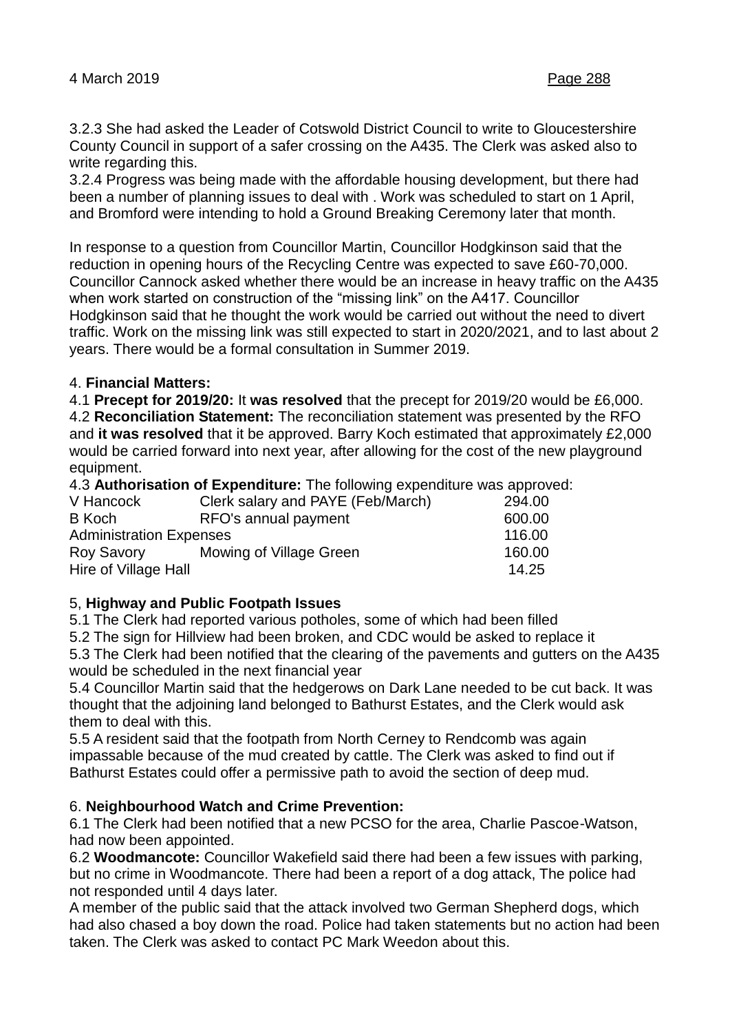3.2.3 She had asked the Leader of Cotswold District Council to write to Gloucestershire County Council in support of a safer crossing on the A435. The Clerk was asked also to write regarding this.
3.2.4 Progress was being made with the affordable housing development, but there had been a number of planning issues to deal with . Work was scheduled to start on 1 April, and Bromford were intending to hold a Ground Breaking Ceremony later that month.

In response to a question from Councillor Martin, Councillor Hodgkinson said that the reduction in opening hours of the Recycling Centre was expected to save £60-70,000. Councillor Cannock asked whether there would be an increase in heavy traffic on the A435 when work started on construction of the "missing link" on the A417. Councillor Hodgkinson said that he thought the work would be carried out without the need to divert traffic. Work on the missing link was still expected to start in 2020/2021, and to last about 2 years. There would be a formal consultation in Summer 2019.

4. **Financial Matters:**
4.1 **Precept for 2019/20:** It **was resolved** that the precept for 2019/20 would be £6,000.
4.2 **Reconciliation Statement:** The reconciliation statement was presented by the RFO and **it was resolved** that it be approved. Barry Koch estimated that approximately £2,000 would be carried forward into next year, after allowing for the cost of the new playground equipment.
4.3 **Authorisation of Expenditure:** The following expenditure was approved:

| | | |
|---|---|---|
| V Hancock | Clerk salary and PAYE (Feb/March) | 294.00 |
| B Koch | RFO's annual payment | 600.00 |
| Administration Expenses | | 116.00 |
| Roy Savory | Mowing of Village Green | 160.00 |
| Hire of Village Hall | | 14.25 |

5, **Highway and Public Footpath Issues**
5.1 The Clerk had reported various potholes, some of which had been filled
5.2 The sign for Hillview had been broken, and CDC would be asked to replace it
5.3 The Clerk had been notified that the clearing of the pavements and gutters on the A435 would be scheduled in the next financial year
5.4 Councillor Martin said that the hedgerows on Dark Lane needed to be cut back. It was thought that the adjoining land belonged to Bathurst Estates, and the Clerk would ask them to deal with this.
5.5 A resident said that the footpath from North Cerney to Rendcomb was again impassable because of the mud created by cattle. The Clerk was asked to find out if Bathurst Estates could offer a permissive path to avoid the section of deep mud.

6. **Neighbourhood Watch and Crime Prevention:**
6.1 The Clerk had been notified that a new PCSO for the area, Charlie Pascoe-Watson, had now been appointed.
6.2 **Woodmancote:** Councillor Wakefield said there had been a few issues with parking, but no crime in Woodmancote. There had been a report of a dog attack, The police had not responded until 4 days later.
A member of the public said that the attack involved two German Shepherd dogs, which had also chased a boy down the road. Police had taken statements but no action had been taken. The Clerk was asked to contact PC Mark Weedon about this.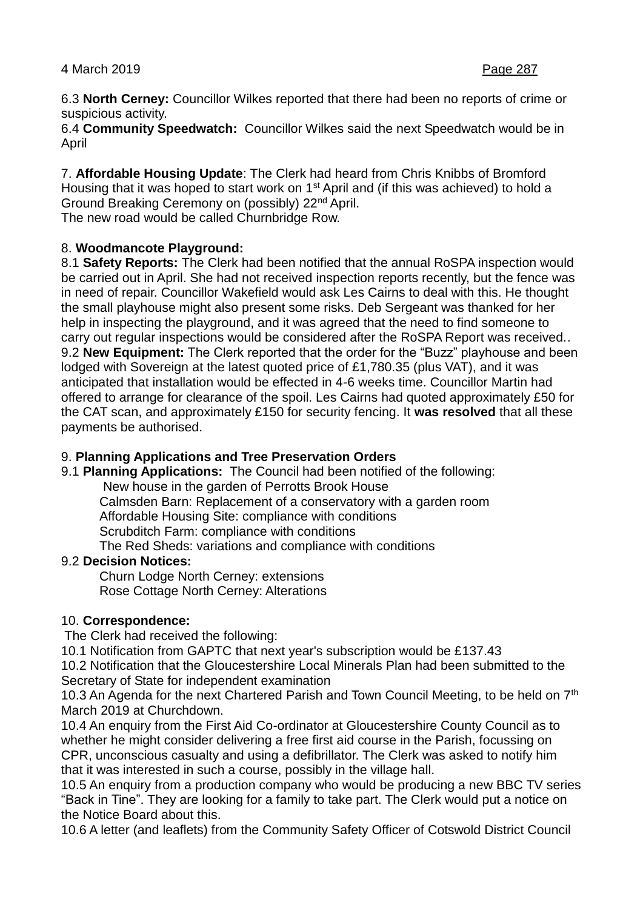6.3 **North Cerney:** Councillor Wilkes reported that there had been no reports of crime or suspicious activity.
6.4 **Community Speedwatch:** Councillor Wilkes said the next Speedwatch would be in April

7. **Affordable Housing Update**: The Clerk had heard from Chris Knibbs of Bromford Housing that it was hoped to start work on 1st April and (if this was achieved) to hold a Ground Breaking Ceremony on (possibly) 22nd April.
The new road would be called Churnbridge Row.

8. **Woodmancote Playground:**
8.1 **Safety Reports:** The Clerk had been notified that the annual RoSPA inspection would be carried out in April. She had not received inspection reports recently, but the fence was in need of repair. Councillor Wakefield would ask Les Cairns to deal with this. He thought the small playhouse might also present some risks. Deb Sergeant was thanked for her help in inspecting the playground, and it was agreed that the need to find someone to carry out regular inspections would be considered after the RoSPA Report was received..
9.2 **New Equipment:** The Clerk reported that the order for the "Buzz" playhouse and been lodged with Sovereign at the latest quoted price of £1,780.35 (plus VAT), and it was anticipated that installation would be effected in 4-6 weeks time. Councillor Martin had offered to arrange for clearance of the spoil. Les Cairns had quoted approximately £50 for the CAT scan, and approximately £150 for security fencing. It **was resolved** that all these payments be authorised.

9. **Planning Applications and Tree Preservation Orders**
9.1 **Planning Applications:** The Council had been notified of the following:
- New house in the garden of Perrotts Brook House
- Calmsden Barn: Replacement of a conservatory with a garden room
- Affordable Housing Site: compliance with conditions
- Scrubditch Farm: compliance with conditions
- The Red Sheds: variations and compliance with conditions

9.2 **Decision Notices:**
- Churn Lodge North Cerney: extensions
- Rose Cottage North Cerney: Alterations

10. **Correspondence:**
The Clerk had received the following:
10.1 Notification from GAPTC that next year's subscription would be £137.43
10.2 Notification that the Gloucestershire Local Minerals Plan had been submitted to the Secretary of State for independent examination
10.3 An Agenda for the next Chartered Parish and Town Council Meeting, to be held on 7th March 2019 at Churchdown.
10.4 An enquiry from the First Aid Co-ordinator at Gloucestershire County Council as to whether he might consider delivering a free first aid course in the Parish, focussing on CPR, unconscious casualty and using a defibrillator. The Clerk was asked to notify him that it was interested in such a course, possibly in the village hall.
10.5 An enquiry from a production company who would be producing a new BBC TV series "Back in Tine". They are looking for a family to take part. The Clerk would put a notice on the Notice Board about this.
10.6 A letter (and leaflets) from the Community Safety Officer of Cotswold District Council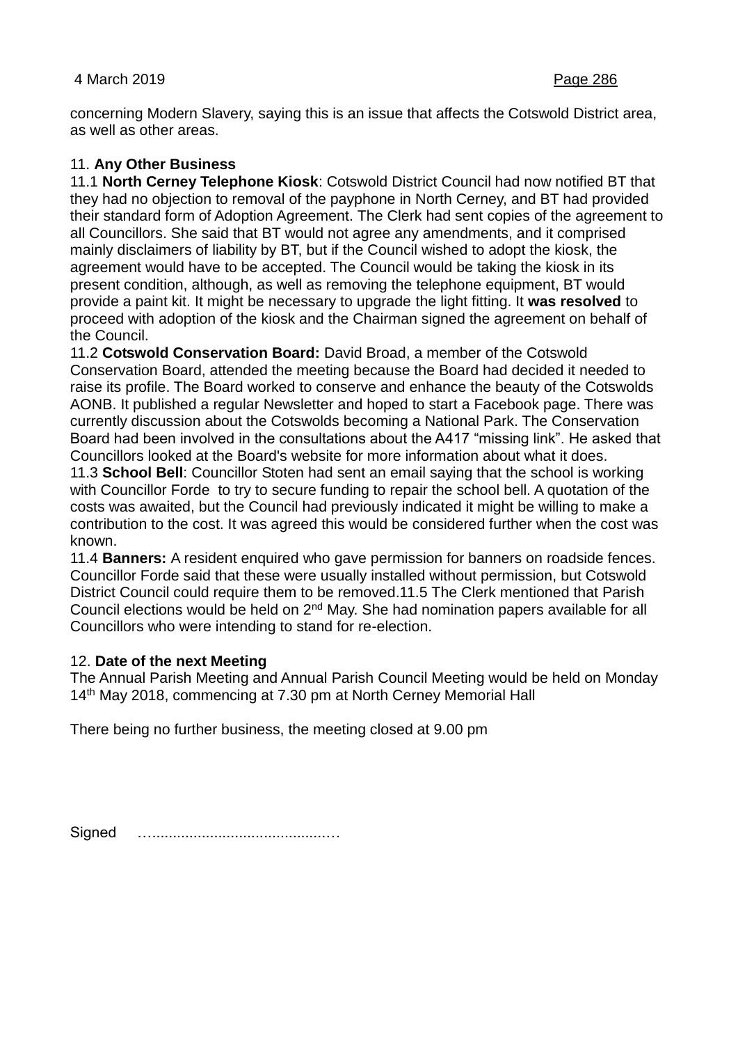concerning Modern Slavery, saying this is an issue that affects the Cotswold District area, as well as other areas.

11. **Any Other Business**

11.1 **North Cerney Telephone Kiosk**: Cotswold District Council had now notified BT that they had no objection to removal of the payphone in North Cerney, and BT had provided their standard form of Adoption Agreement. The Clerk had sent copies of the agreement to all Councillors. She said that BT would not agree any amendments, and it comprised mainly disclaimers of liability by BT, but if the Council wished to adopt the kiosk, the agreement would have to be accepted. The Council would be taking the kiosk in its present condition, although, as well as removing the telephone equipment, BT would provide a paint kit. It might be necessary to upgrade the light fitting. It **was resolved** to proceed with adoption of the kiosk and the Chairman signed the agreement on behalf of the Council.

11.2 **Cotswold Conservation Board:** David Broad, a member of the Cotswold Conservation Board, attended the meeting because the Board had decided it needed to raise its profile. The Board worked to conserve and enhance the beauty of the Cotswolds AONB. It published a regular Newsletter and hoped to start a Facebook page. There was currently discussion about the Cotswolds becoming a National Park. The Conservation Board had been involved in the consultations about the A417 "missing link". He asked that Councillors looked at the Board's website for more information about what it does.

11.3 **School Bell**: Councillor Stoten had sent an email saying that the school is working with Councillor Forde to try to secure funding to repair the school bell. A quotation of the costs was awaited, but the Council had previously indicated it might be willing to make a contribution to the cost. It was agreed this would be considered further when the cost was known.

11.4 **Banners:** A resident enquired who gave permission for banners on roadside fences. Councillor Forde said that these were usually installed without permission, but Cotswold District Council could require them to be removed.11.5 The Clerk mentioned that Parish Council elections would be held on 2nd May. She had nomination papers available for all Councillors who were intending to stand for re-election.

12. **Date of the next Meeting**

The Annual Parish Meeting and Annual Parish Council Meeting would be held on Monday 14th May 2018, commencing at 7.30 pm at North Cerney Memorial Hall

There being no further business, the meeting closed at 9.00 pm

Signed …..........................................…